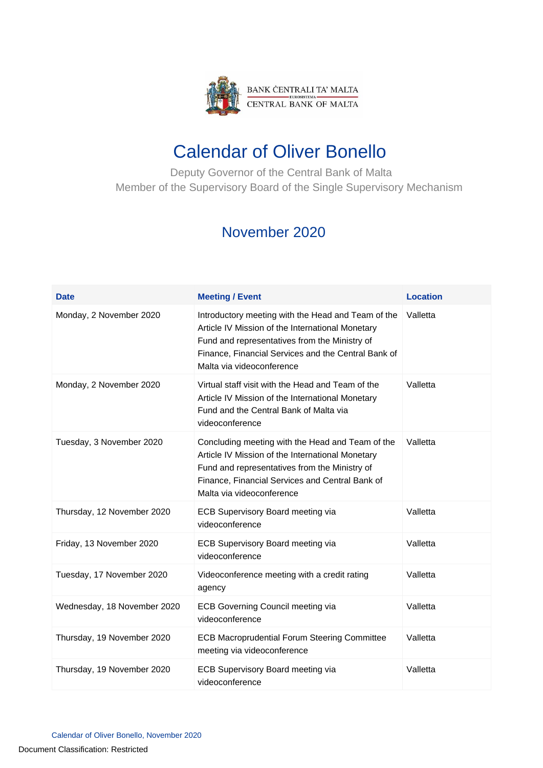BANK ĊENTRALI TA' MALTA
EUROSISTEMA
CENTRAL BANK OF MALTA

# Calendar of Oliver Bonello

Deputy Governor of the Central Bank of Malta
Member of the Supervisory Board of the Single Supervisory Mechanism

## November 2020

| Date | Meeting / Event | Location |
|---|---|---|
| Monday, 2 November 2020 | Introductory meeting with the Head and Team of the Article IV Mission of the International Monetary Fund and representatives from the Ministry of Finance, Financial Services and the Central Bank of Malta via videoconference | Valletta |
| Monday, 2 November 2020 | Virtual staff visit with the Head and Team of the Article IV Mission of the International Monetary Fund and the Central Bank of Malta via videoconference | Valletta |
| Tuesday, 3 November 2020 | Concluding meeting with the Head and Team of the Article IV Mission of the International Monetary Fund and representatives from the Ministry of Finance, Financial Services and Central Bank of Malta via videoconference | Valletta |
| Thursday, 12 November 2020 | ECB Supervisory Board meeting via videoconference | Valletta |
| Friday, 13 November 2020 | ECB Supervisory Board meeting via videoconference | Valletta |
| Tuesday, 17 November 2020 | Videoconference meeting with a credit rating agency | Valletta |
| Wednesday, 18 November 2020 | ECB Governing Council meeting via videoconference | Valletta |
| Thursday, 19 November 2020 | ECB Macroprudential Forum Steering Committee meeting via videoconference | Valletta |
| Thursday, 19 November 2020 | ECB Supervisory Board meeting via videoconference | Valletta |

Document Classification: Restricted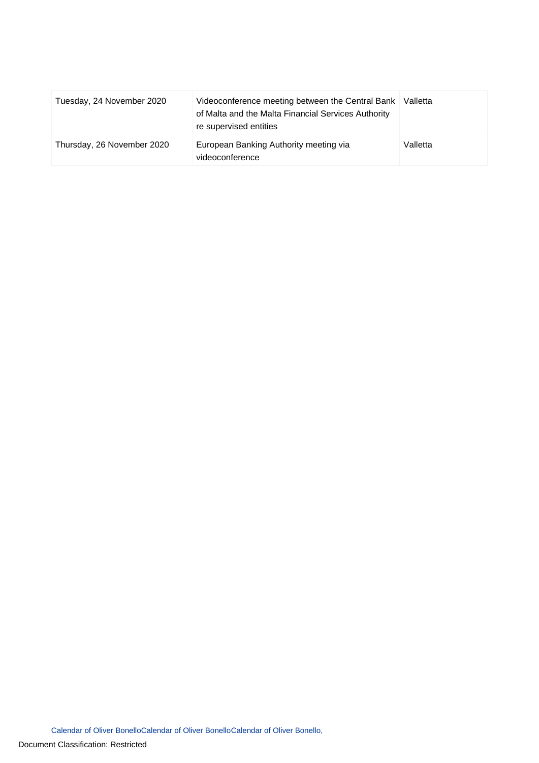| | | |
|---|---|---|
| Tuesday, 24 November 2020 | Videoconference meeting between the Central Bank of Malta and the Malta Financial Services Authority re supervised entities | Valletta |
| Thursday, 26 November 2020 | European Banking Authority meeting via videoconference | Valletta |